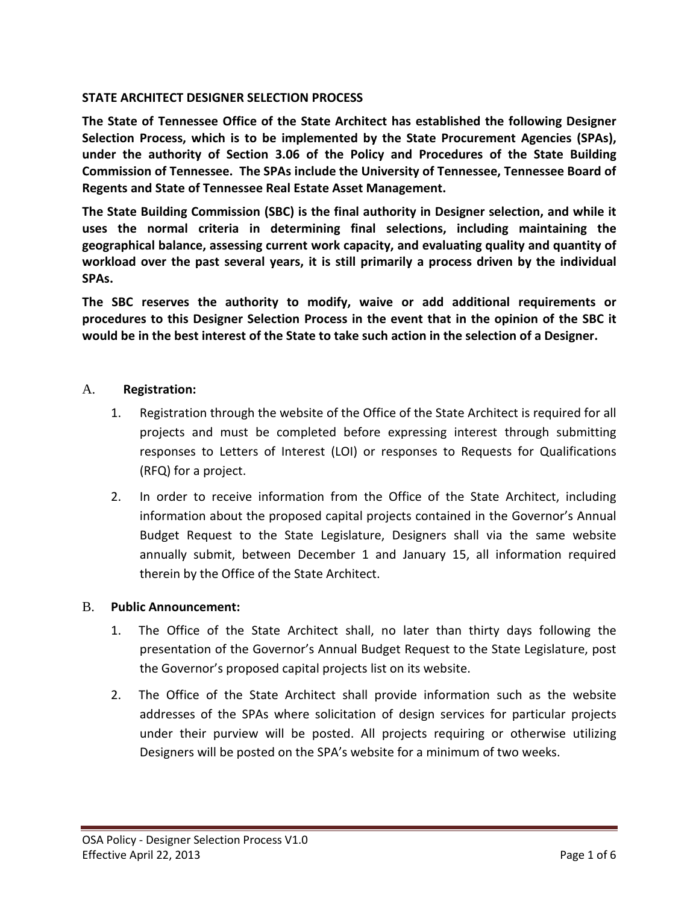# STATE ARCHITECT DESIGNER SELECTION PROCESS

**The State of Tennessee Office of the State Architect has established the following Designer Selection Process, which is to be implemented by the State Procurement Agencies (SPAs), under the authority of Section 3.06 of the Policy and Procedures of the State Building Commission of Tennessee. The SPAs include the University of Tennessee, Tennessee Board of Regents and State of Tennessee Real Estate Asset Management.**

**The State Building Commission (SBC) is the final authority in Designer selection, and while it uses the normal criteria in determining final selections, including maintaining the geographical balance, assessing current work capacity, and evaluating quality and quantity of workload over the past several years, it is still primarily a process driven by the individual SPAs.**

**The SBC reserves the authority to modify, waive or add additional requirements or procedures to this Designer Selection Process in the event that in the opinion of the SBC it would be in the best interest of the State to take such action in the selection of a Designer.**

## A. Registration:

1. Registration through the website of the Office of the State Architect is required for all projects and must be completed before expressing interest through submitting responses to Letters of Interest (LOI) or responses to Requests for Qualifications (RFQ) for a project.
2. In order to receive information from the Office of the State Architect, including information about the proposed capital projects contained in the Governor's Annual Budget Request to the State Legislature, Designers shall via the same website annually submit, between December 1 and January 15, all information required therein by the Office of the State Architect.

## B. Public Announcement:

1. The Office of the State Architect shall, no later than thirty days following the presentation of the Governor's Annual Budget Request to the State Legislature, post the Governor's proposed capital projects list on its website.
2. The Office of the State Architect shall provide information such as the website addresses of the SPAs where solicitation of design services for particular projects under their purview will be posted. All projects requiring or otherwise utilizing Designers will be posted on the SPA's website for a minimum of two weeks.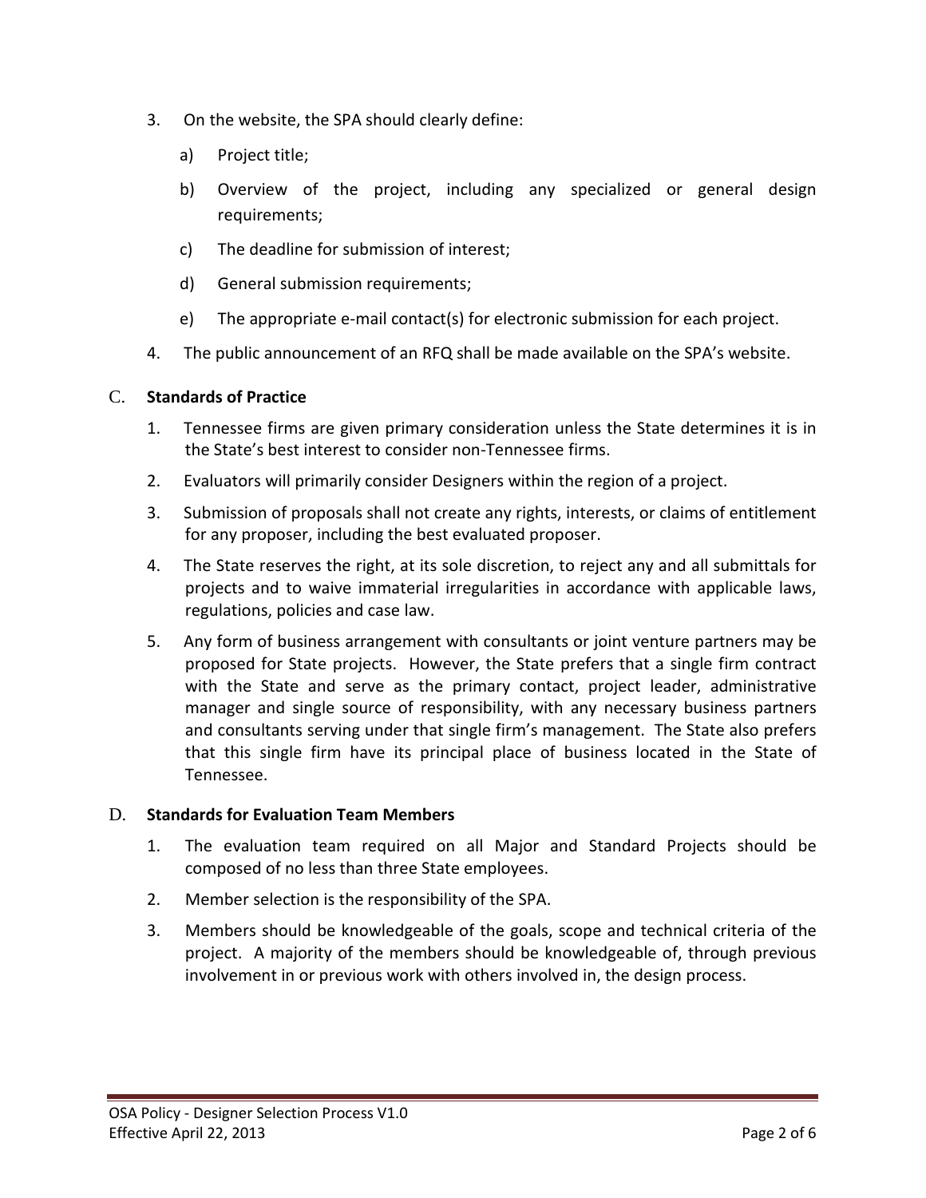3. On the website, the SPA should clearly define:

   a) Project title;

   b) Overview of the project, including any specialized or general design requirements;

   c) The deadline for submission of interest;

   d) General submission requirements;

   e) The appropriate e-mail contact(s) for electronic submission for each project.

4. The public announcement of an RFQ shall be made available on the SPA's website.

## C. Standards of Practice

1. Tennessee firms are given primary consideration unless the State determines it is in the State's best interest to consider non-Tennessee firms.
2. Evaluators will primarily consider Designers within the region of a project.
3. Submission of proposals shall not create any rights, interests, or claims of entitlement for any proposer, including the best evaluated proposer.
4. The State reserves the right, at its sole discretion, to reject any and all submittals for projects and to waive immaterial irregularities in accordance with applicable laws, regulations, policies and case law.
5. Any form of business arrangement with consultants or joint venture partners may be proposed for State projects. However, the State prefers that a single firm contract with the State and serve as the primary contact, project leader, administrative manager and single source of responsibility, with any necessary business partners and consultants serving under that single firm's management. The State also prefers that this single firm have its principal place of business located in the State of Tennessee.

## D. Standards for Evaluation Team Members

1. The evaluation team required on all Major and Standard Projects should be composed of no less than three State employees.
2. Member selection is the responsibility of the SPA.
3. Members should be knowledgeable of the goals, scope and technical criteria of the project. A majority of the members should be knowledgeable of, through previous involvement in or previous work with others involved in, the design process.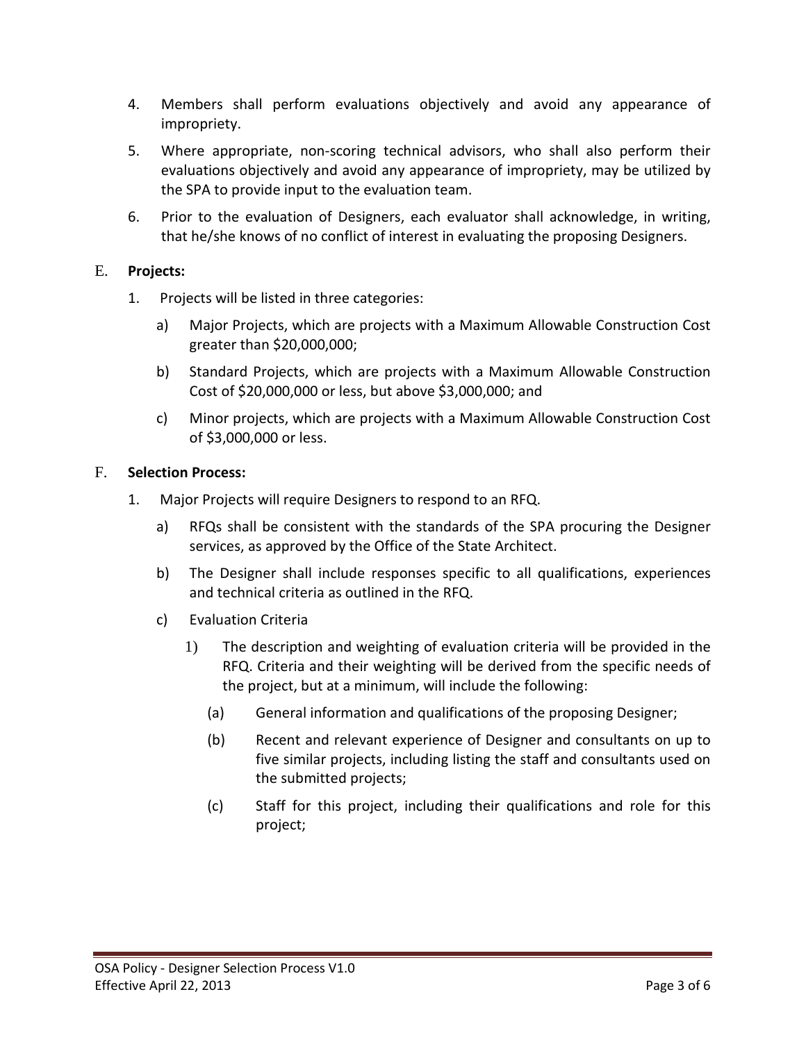4. Members shall perform evaluations objectively and avoid any appearance of impropriety.

5. Where appropriate, non-scoring technical advisors, who shall also perform their evaluations objectively and avoid any appearance of impropriety, may be utilized by the SPA to provide input to the evaluation team.

6. Prior to the evaluation of Designers, each evaluator shall acknowledge, in writing, that he/she knows of no conflict of interest in evaluating the proposing Designers.

E. **Projects:**

1. Projects will be listed in three categories:

   a) Major Projects, which are projects with a Maximum Allowable Construction Cost greater than $20,000,000;

   b) Standard Projects, which are projects with a Maximum Allowable Construction Cost of $20,000,000 or less, but above $3,000,000; and

   c) Minor projects, which are projects with a Maximum Allowable Construction Cost of $3,000,000 or less.

F. **Selection Process:**

1. Major Projects will require Designers to respond to an RFQ.

   a) RFQs shall be consistent with the standards of the SPA procuring the Designer services, as approved by the Office of the State Architect.

   b) The Designer shall include responses specific to all qualifications, experiences and technical criteria as outlined in the RFQ.

   c) Evaluation Criteria

      1) The description and weighting of evaluation criteria will be provided in the RFQ. Criteria and their weighting will be derived from the specific needs of the project, but at a minimum, will include the following:

         (a) General information and qualifications of the proposing Designer;

         (b) Recent and relevant experience of Designer and consultants on up to five similar projects, including listing the staff and consultants used on the submitted projects;

         (c) Staff for this project, including their qualifications and role for this project;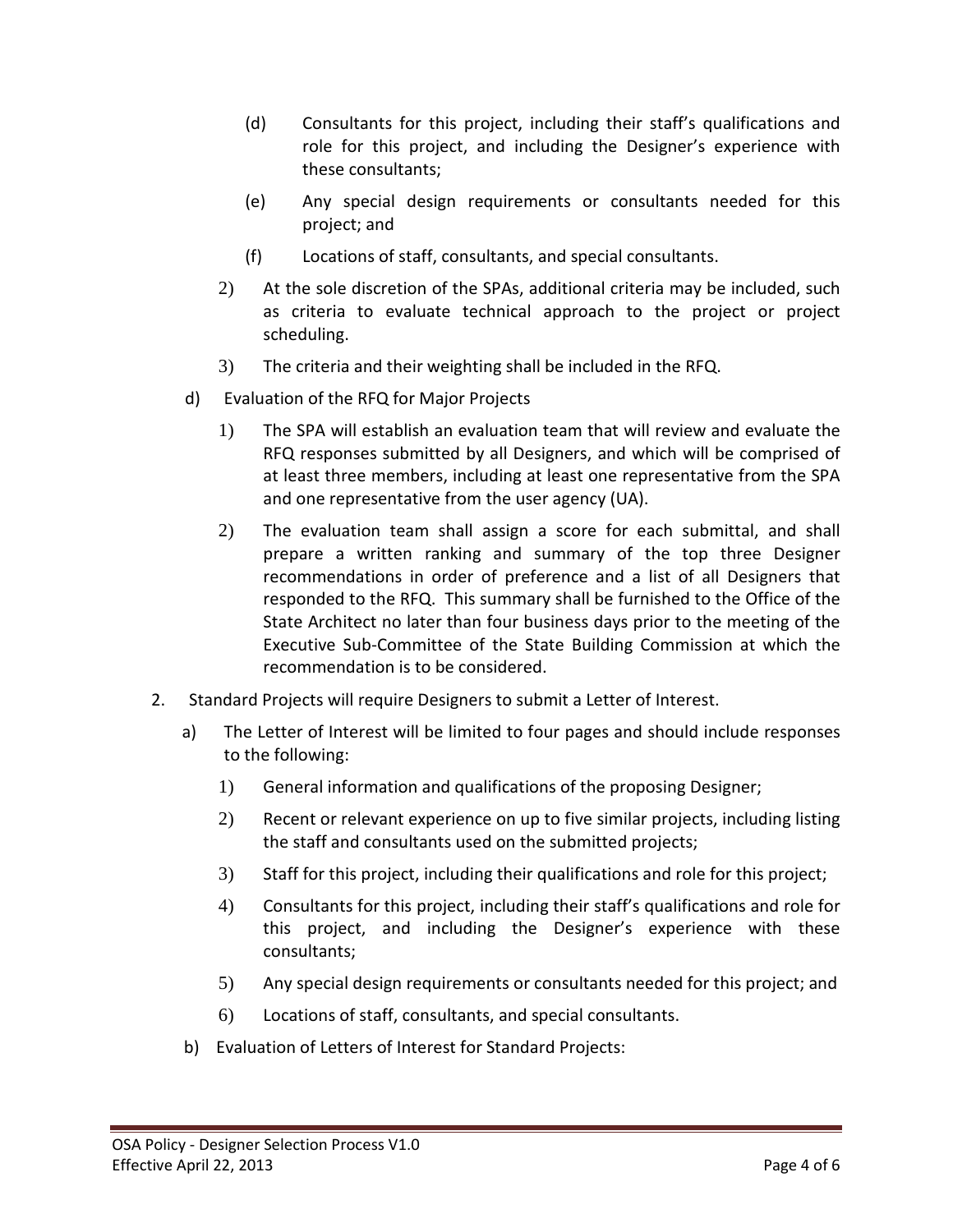(d) Consultants for this project, including their staff's qualifications and role for this project, and including the Designer's experience with these consultants;

(e) Any special design requirements or consultants needed for this project; and

(f) Locations of staff, consultants, and special consultants.

2) At the sole discretion of the SPAs, additional criteria may be included, such as criteria to evaluate technical approach to the project or project scheduling.

3) The criteria and their weighting shall be included in the RFQ.

d) Evaluation of the RFQ for Major Projects

1) The SPA will establish an evaluation team that will review and evaluate the RFQ responses submitted by all Designers, and which will be comprised of at least three members, including at least one representative from the SPA and one representative from the user agency (UA).

2) The evaluation team shall assign a score for each submittal, and shall prepare a written ranking and summary of the top three Designer recommendations in order of preference and a list of all Designers that responded to the RFQ. This summary shall be furnished to the Office of the State Architect no later than four business days prior to the meeting of the Executive Sub-Committee of the State Building Commission at which the recommendation is to be considered.

2. Standard Projects will require Designers to submit a Letter of Interest.

a) The Letter of Interest will be limited to four pages and should include responses to the following:

1) General information and qualifications of the proposing Designer;

2) Recent or relevant experience on up to five similar projects, including listing the staff and consultants used on the submitted projects;

3) Staff for this project, including their qualifications and role for this project;

4) Consultants for this project, including their staff's qualifications and role for this project, and including the Designer's experience with these consultants;

5) Any special design requirements or consultants needed for this project; and

6) Locations of staff, consultants, and special consultants.

b) Evaluation of Letters of Interest for Standard Projects: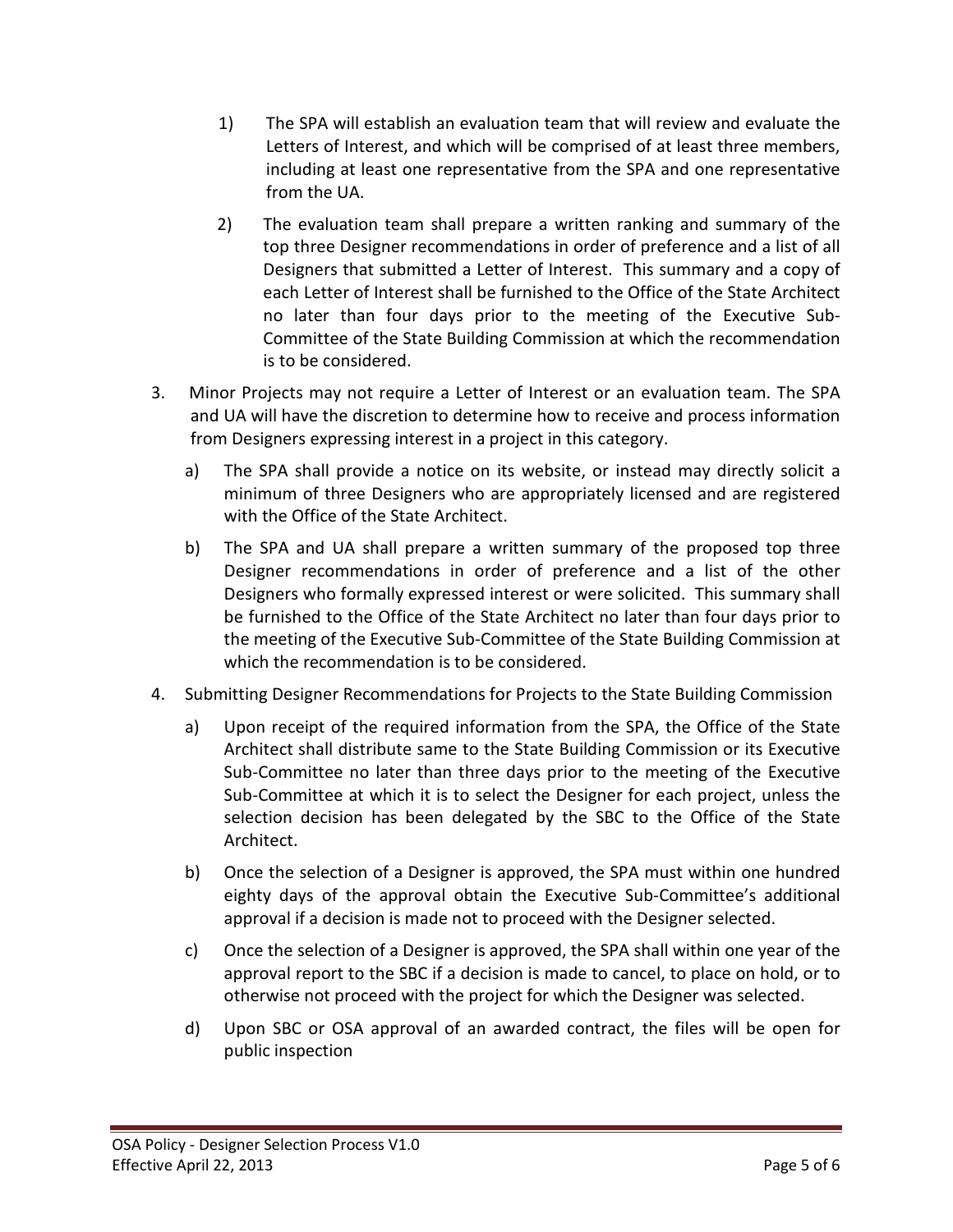1) The SPA will establish an evaluation team that will review and evaluate the Letters of Interest, and which will be comprised of at least three members, including at least one representative from the SPA and one representative from the UA.

2) The evaluation team shall prepare a written ranking and summary of the top three Designer recommendations in order of preference and a list of all Designers that submitted a Letter of Interest. This summary and a copy of each Letter of Interest shall be furnished to the Office of the State Architect no later than four days prior to the meeting of the Executive Sub-Committee of the State Building Commission at which the recommendation is to be considered.

3. Minor Projects may not require a Letter of Interest or an evaluation team. The SPA and UA will have the discretion to determine how to receive and process information from Designers expressing interest in a project in this category.

   a) The SPA shall provide a notice on its website, or instead may directly solicit a minimum of three Designers who are appropriately licensed and are registered with the Office of the State Architect.

   b) The SPA and UA shall prepare a written summary of the proposed top three Designer recommendations in order of preference and a list of the other Designers who formally expressed interest or were solicited. This summary shall be furnished to the Office of the State Architect no later than four days prior to the meeting of the Executive Sub-Committee of the State Building Commission at which the recommendation is to be considered.

4. Submitting Designer Recommendations for Projects to the State Building Commission

   a) Upon receipt of the required information from the SPA, the Office of the State Architect shall distribute same to the State Building Commission or its Executive Sub-Committee no later than three days prior to the meeting of the Executive Sub-Committee at which it is to select the Designer for each project, unless the selection decision has been delegated by the SBC to the Office of the State Architect.

   b) Once the selection of a Designer is approved, the SPA must within one hundred eighty days of the approval obtain the Executive Sub-Committee's additional approval if a decision is made not to proceed with the Designer selected.

   c) Once the selection of a Designer is approved, the SPA shall within one year of the approval report to the SBC if a decision is made to cancel, to place on hold, or to otherwise not proceed with the project for which the Designer was selected.

   d) Upon SBC or OSA approval of an awarded contract, the files will be open for public inspection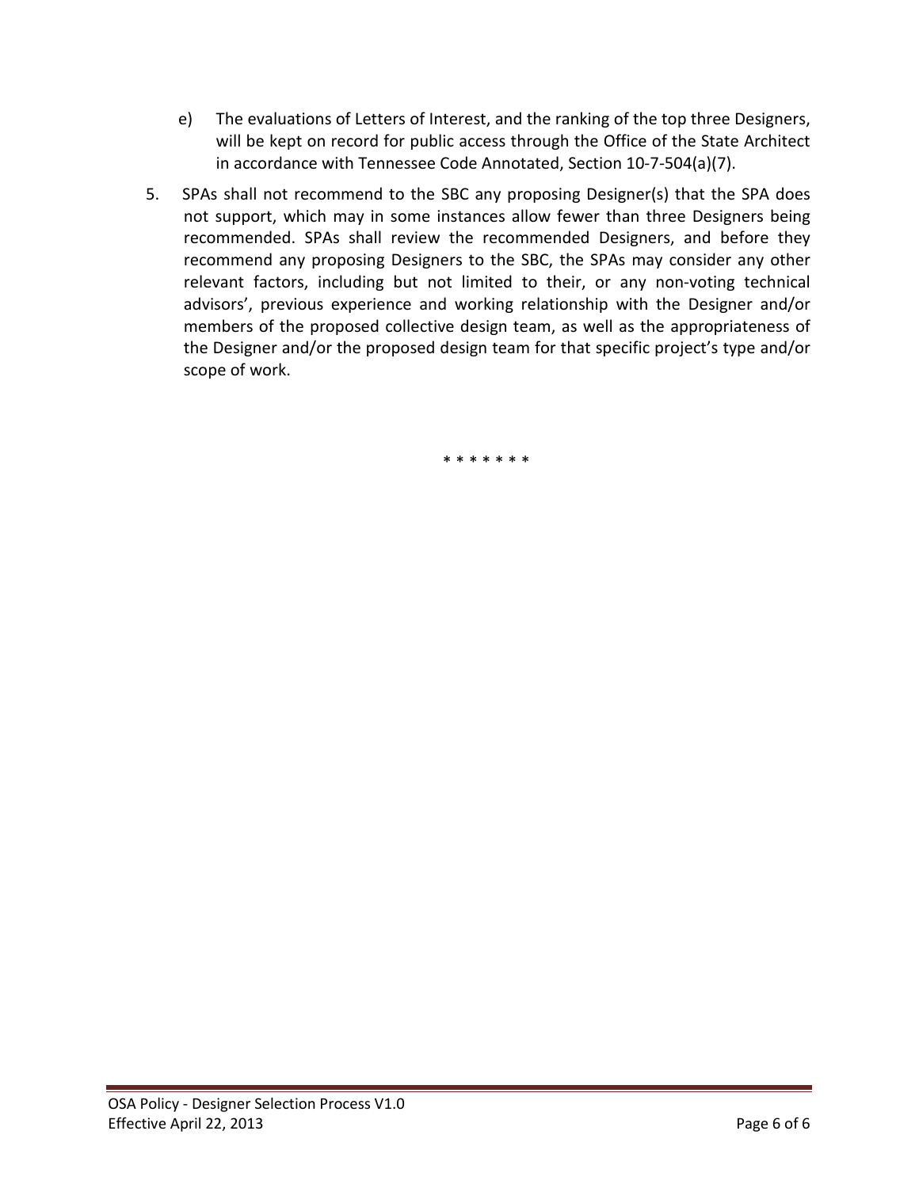e) The evaluations of Letters of Interest, and the ranking of the top three Designers, will be kept on record for public access through the Office of the State Architect in accordance with Tennessee Code Annotated, Section 10-7-504(a)(7).

5. SPAs shall not recommend to the SBC any proposing Designer(s) that the SPA does not support, which may in some instances allow fewer than three Designers being recommended. SPAs shall review the recommended Designers, and before they recommend any proposing Designers to the SBC, the SPAs may consider any other relevant factors, including but not limited to their, or any non-voting technical advisors', previous experience and working relationship with the Designer and/or members of the proposed collective design team, as well as the appropriateness of the Designer and/or the proposed design team for that specific project's type and/or scope of work.

\* \* \* \* \* \* \*